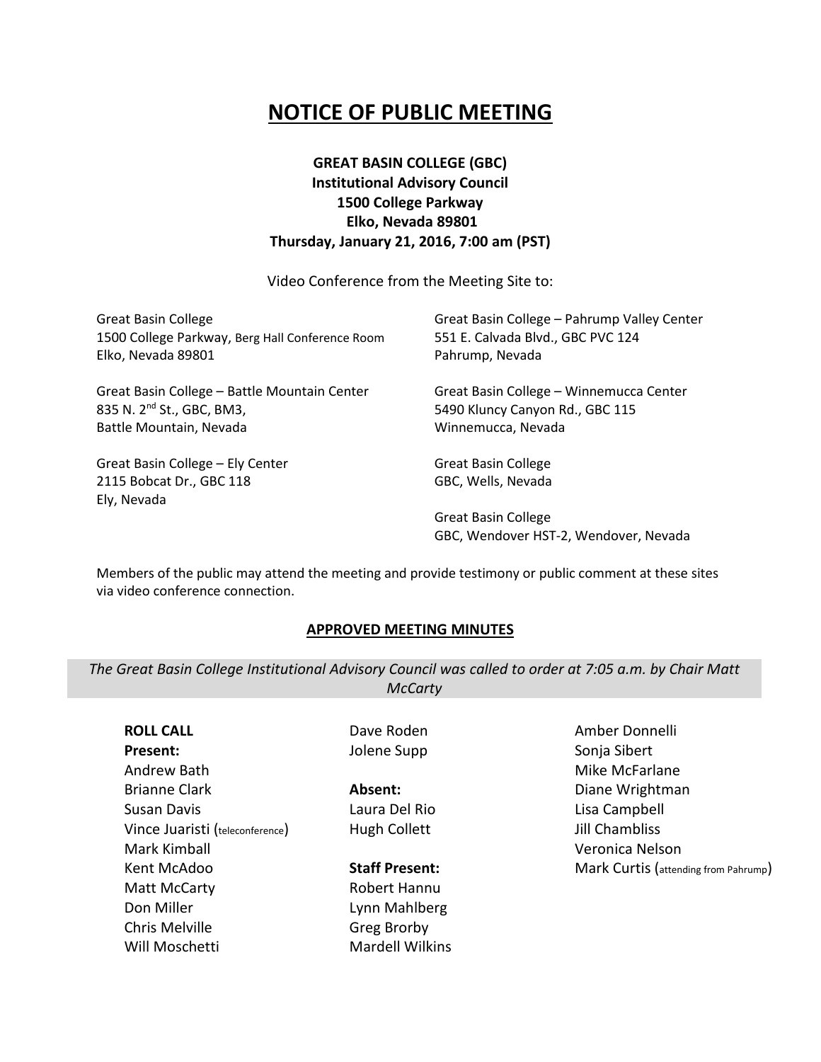# NOTICE OF PUBLIC MEETING

**GREAT BASIN COLLEGE (GBC)**
**Institutional Advisory Council**
**1500 College Parkway**
**Elko, Nevada 89801**
**Thursday, January 21, 2016, 7:00 am (PST)**

Video Conference from the Meeting Site to:

Great Basin College
1500 College Parkway, Berg Hall Conference Room
Elko, Nevada 89801

Great Basin College – Battle Mountain Center
835 N. 2nd St., GBC, BM3,
Battle Mountain, Nevada

Great Basin College – Ely Center
2115 Bobcat Dr., GBC 118
Ely, Nevada

Great Basin College – Pahrump Valley Center
551 E. Calvada Blvd., GBC PVC 124
Pahrump, Nevada

Great Basin College – Winnemucca Center
5490 Kluncy Canyon Rd., GBC 115
Winnemucca, Nevada

Great Basin College
GBC, Wells, Nevada

Great Basin College
GBC, Wendover HST-2, Wendover, Nevada

Members of the public may attend the meeting and provide testimony or public comment at these sites via video conference connection.

## APPROVED MEETING MINUTES

*The Great Basin College Institutional Advisory Council was called to order at 7:05 a.m. by Chair Matt McCarty*

**ROLL CALL**

**Present:**
Andrew Bath
Brianne Clark
Susan Davis
Vince Juaristi (teleconference)
Mark Kimball
Kent McAdoo
Matt McCarty
Don Miller
Chris Melville
Will Moschetti
Dave Roden
Jolene Supp

**Absent:**
Laura Del Rio
Hugh Collett

**Staff Present:**
Robert Hannu
Lynn Mahlberg
Greg Brorby
Mardell Wilkins
Amber Donnelli
Sonja Sibert
Mike McFarlane
Diane Wrightman
Lisa Campbell
Jill Chambliss
Veronica Nelson
Mark Curtis (attending from Pahrump)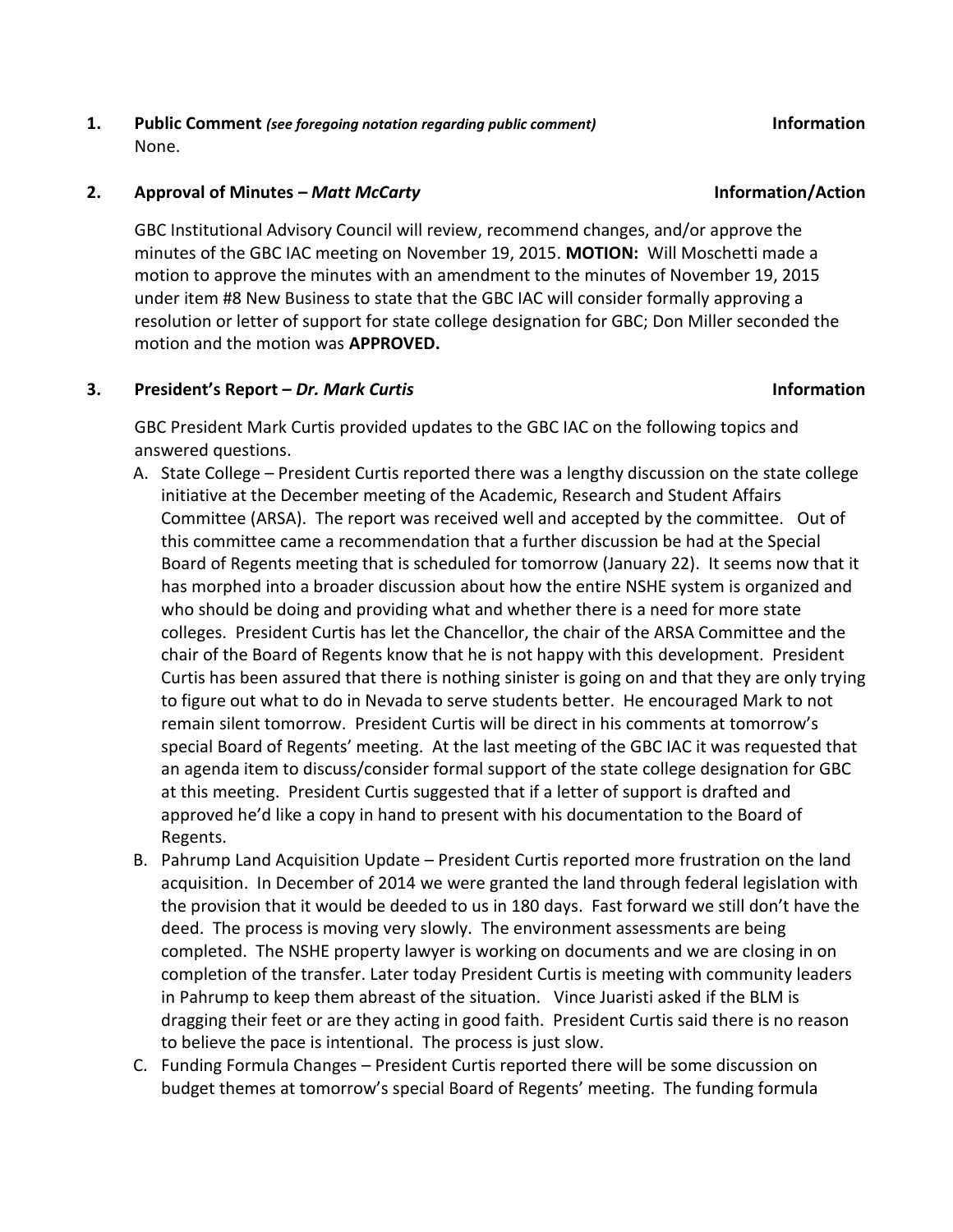**1. Public Comment** ***(see foregoing notation regarding public comment)*** **Information**

None.

**2. Approval of Minutes – *Matt McCarty*** **Information/Action**

GBC Institutional Advisory Council will review, recommend changes, and/or approve the minutes of the GBC IAC meeting on November 19, 2015. **MOTION:** Will Moschetti made a motion to approve the minutes with an amendment to the minutes of November 19, 2015 under item #8 New Business to state that the GBC IAC will consider formally approving a resolution or letter of support for state college designation for GBC; Don Miller seconded the motion and the motion was **APPROVED.**

**3. President's Report – *Dr. Mark Curtis*** **Information**

GBC President Mark Curtis provided updates to the GBC IAC on the following topics and answered questions.

A. State College – President Curtis reported there was a lengthy discussion on the state college initiative at the December meeting of the Academic, Research and Student Affairs Committee (ARSA). The report was received well and accepted by the committee. Out of this committee came a recommendation that a further discussion be had at the Special Board of Regents meeting that is scheduled for tomorrow (January 22). It seems now that it has morphed into a broader discussion about how the entire NSHE system is organized and who should be doing and providing what and whether there is a need for more state colleges. President Curtis has let the Chancellor, the chair of the ARSA Committee and the chair of the Board of Regents know that he is not happy with this development. President Curtis has been assured that there is nothing sinister is going on and that they are only trying to figure out what to do in Nevada to serve students better. He encouraged Mark to not remain silent tomorrow. President Curtis will be direct in his comments at tomorrow's special Board of Regents' meeting. At the last meeting of the GBC IAC it was requested that an agenda item to discuss/consider formal support of the state college designation for GBC at this meeting. President Curtis suggested that if a letter of support is drafted and approved he'd like a copy in hand to present with his documentation to the Board of Regents.

B. Pahrump Land Acquisition Update – President Curtis reported more frustration on the land acquisition. In December of 2014 we were granted the land through federal legislation with the provision that it would be deeded to us in 180 days. Fast forward we still don't have the deed. The process is moving very slowly. The environment assessments are being completed. The NSHE property lawyer is working on documents and we are closing in on completion of the transfer. Later today President Curtis is meeting with community leaders in Pahrump to keep them abreast of the situation. Vince Juaristi asked if the BLM is dragging their feet or are they acting in good faith. President Curtis said there is no reason to believe the pace is intentional. The process is just slow.

C. Funding Formula Changes – President Curtis reported there will be some discussion on budget themes at tomorrow's special Board of Regents' meeting. The funding formula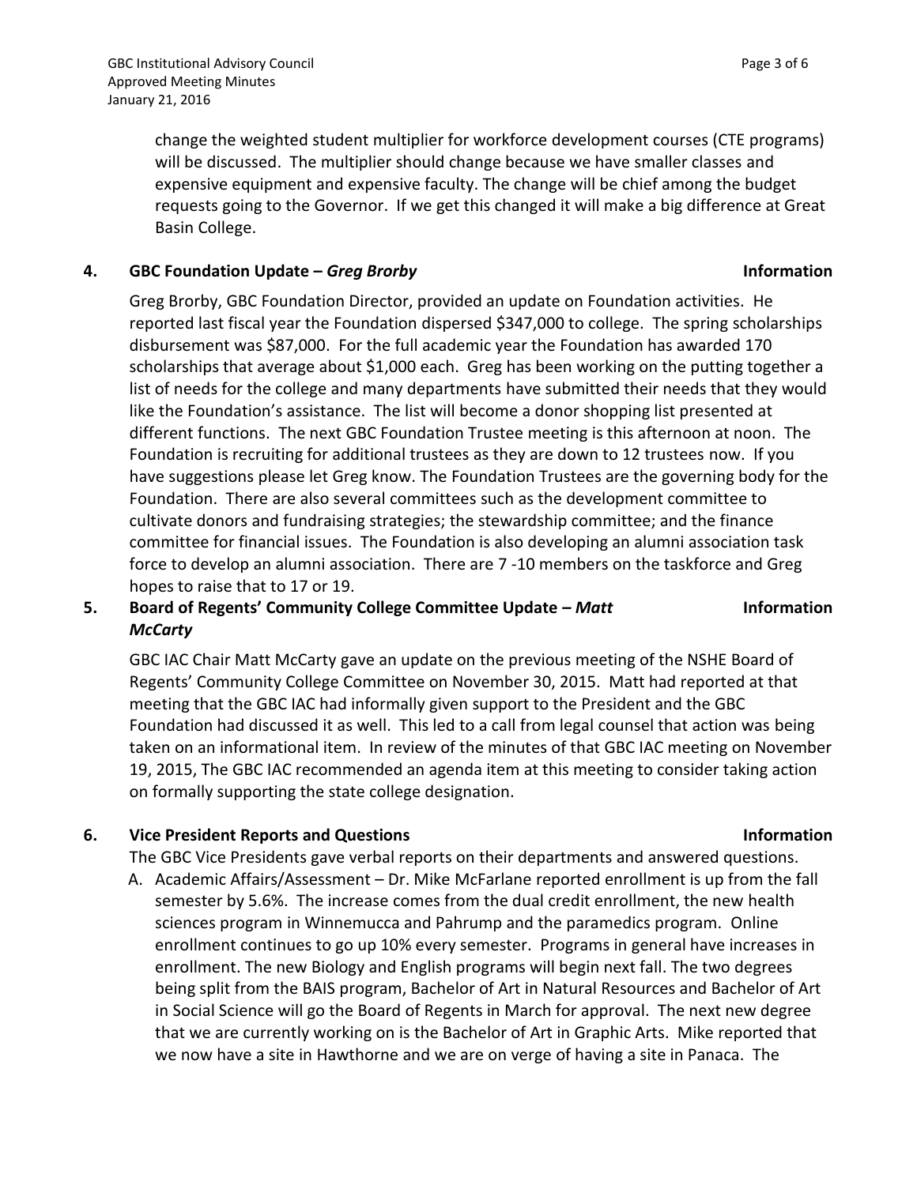change the weighted student multiplier for workforce development courses (CTE programs) will be discussed. The multiplier should change because we have smaller classes and expensive equipment and expensive faculty. The change will be chief among the budget requests going to the Governor. If we get this changed it will make a big difference at Great Basin College.

**4. GBC Foundation Update – *Greg Brorby*** **Information**

Greg Brorby, GBC Foundation Director, provided an update on Foundation activities. He reported last fiscal year the Foundation dispersed $347,000 to college. The spring scholarships disbursement was $87,000. For the full academic year the Foundation has awarded 170 scholarships that average about $1,000 each. Greg has been working on the putting together a list of needs for the college and many departments have submitted their needs that they would like the Foundation's assistance. The list will become a donor shopping list presented at different functions. The next GBC Foundation Trustee meeting is this afternoon at noon. The Foundation is recruiting for additional trustees as they are down to 12 trustees now. If you have suggestions please let Greg know. The Foundation Trustees are the governing body for the Foundation. There are also several committees such as the development committee to cultivate donors and fundraising strategies; the stewardship committee; and the finance committee for financial issues. The Foundation is also developing an alumni association task force to develop an alumni association. There are 7 -10 members on the taskforce and Greg hopes to raise that to 17 or 19.

**5. Board of Regents' Community College Committee Update – *Matt McCarty*** **Information**

GBC IAC Chair Matt McCarty gave an update on the previous meeting of the NSHE Board of Regents' Community College Committee on November 30, 2015. Matt had reported at that meeting that the GBC IAC had informally given support to the President and the GBC Foundation had discussed it as well. This led to a call from legal counsel that action was being taken on an informational item. In review of the minutes of that GBC IAC meeting on November 19, 2015, The GBC IAC recommended an agenda item at this meeting to consider taking action on formally supporting the state college designation.

**6. Vice President Reports and Questions** **Information**

The GBC Vice Presidents gave verbal reports on their departments and answered questions.

A. Academic Affairs/Assessment – Dr. Mike McFarlane reported enrollment is up from the fall semester by 5.6%. The increase comes from the dual credit enrollment, the new health sciences program in Winnemucca and Pahrump and the paramedics program. Online enrollment continues to go up 10% every semester. Programs in general have increases in enrollment. The new Biology and English programs will begin next fall. The two degrees being split from the BAIS program, Bachelor of Art in Natural Resources and Bachelor of Art in Social Science will go the Board of Regents in March for approval. The next new degree that we are currently working on is the Bachelor of Art in Graphic Arts. Mike reported that we now have a site in Hawthorne and we are on verge of having a site in Panaca. The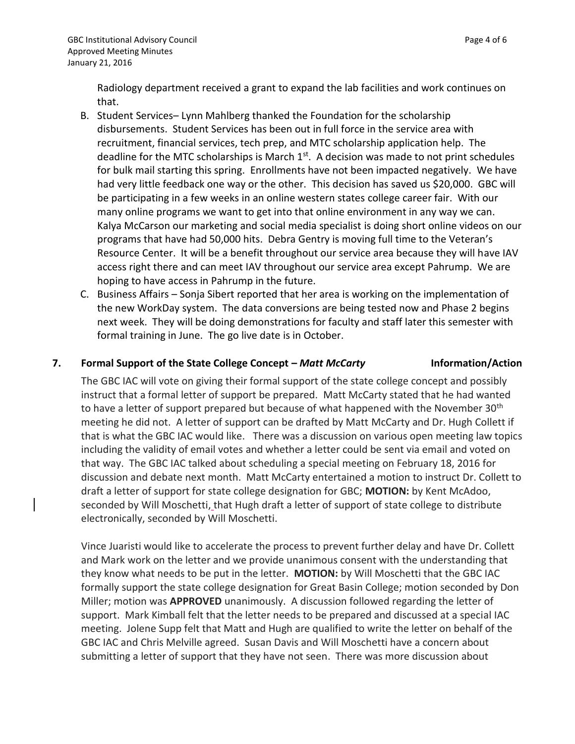Radiology department received a grant to expand the lab facilities and work continues on that.

B. Student Services– Lynn Mahlberg thanked the Foundation for the scholarship disbursements. Student Services has been out in full force in the service area with recruitment, financial services, tech prep, and MTC scholarship application help. The deadline for the MTC scholarships is March 1st. A decision was made to not print schedules for bulk mail starting this spring. Enrollments have not been impacted negatively. We have had very little feedback one way or the other. This decision has saved us $20,000. GBC will be participating in a few weeks in an online western states college career fair. With our many online programs we want to get into that online environment in any way we can. Kalya McCarson our marketing and social media specialist is doing short online videos on our programs that have had 50,000 hits. Debra Gentry is moving full time to the Veteran's Resource Center. It will be a benefit throughout our service area because they will have IAV access right there and can meet IAV throughout our service area except Pahrump. We are hoping to have access in Pahrump in the future.

C. Business Affairs – Sonja Sibert reported that her area is working on the implementation of the new WorkDay system. The data conversions are being tested now and Phase 2 begins next week. They will be doing demonstrations for faculty and staff later this semester with formal training in June. The go live date is in October.

## 7. Formal Support of the State College Concept – *Matt McCarty* **Information/Action**

The GBC IAC will vote on giving their formal support of the state college concept and possibly instruct that a formal letter of support be prepared. Matt McCarty stated that he had wanted to have a letter of support prepared but because of what happened with the November 30th meeting he did not. A letter of support can be drafted by Matt McCarty and Dr. Hugh Collett if that is what the GBC IAC would like. There was a discussion on various open meeting law topics including the validity of email votes and whether a letter could be sent via email and voted on that way. The GBC IAC talked about scheduling a special meeting on February 18, 2016 for discussion and debate next month. Matt McCarty entertained a motion to instruct Dr. Collett to draft a letter of support for state college designation for GBC; **MOTION:** by Kent McAdoo, seconded by Will Moschetti, that Hugh draft a letter of support of state college to distribute electronically, seconded by Will Moschetti.

Vince Juaristi would like to accelerate the process to prevent further delay and have Dr. Collett and Mark work on the letter and we provide unanimous consent with the understanding that they know what needs to be put in the letter. **MOTION:** by Will Moschetti that the GBC IAC formally support the state college designation for Great Basin College; motion seconded by Don Miller; motion was **APPROVED** unanimously. A discussion followed regarding the letter of support. Mark Kimball felt that the letter needs to be prepared and discussed at a special IAC meeting. Jolene Supp felt that Matt and Hugh are qualified to write the letter on behalf of the GBC IAC and Chris Melville agreed. Susan Davis and Will Moschetti have a concern about submitting a letter of support that they have not seen. There was more discussion about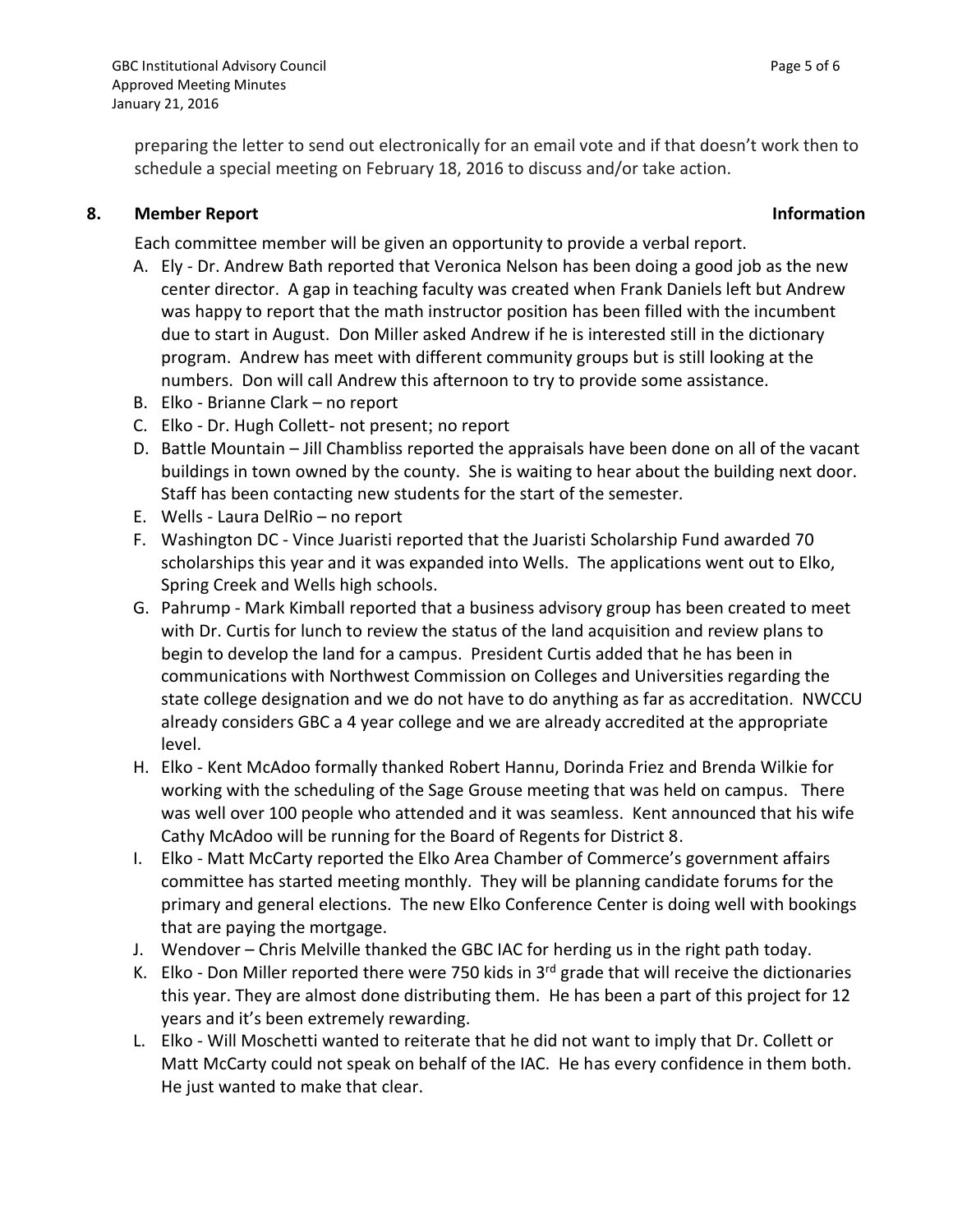preparing the letter to send out electronically for an email vote and if that doesn't work then to schedule a special meeting on February 18, 2016 to discuss and/or take action.

**8. Member Report** **Information**

Each committee member will be given an opportunity to provide a verbal report.

A. Ely - Dr. Andrew Bath reported that Veronica Nelson has been doing a good job as the new center director. A gap in teaching faculty was created when Frank Daniels left but Andrew was happy to report that the math instructor position has been filled with the incumbent due to start in August. Don Miller asked Andrew if he is interested still in the dictionary program. Andrew has meet with different community groups but is still looking at the numbers. Don will call Andrew this afternoon to try to provide some assistance.
B. Elko - Brianne Clark – no report
C. Elko - Dr. Hugh Collett- not present; no report
D. Battle Mountain – Jill Chambliss reported the appraisals have been done on all of the vacant buildings in town owned by the county. She is waiting to hear about the building next door. Staff has been contacting new students for the start of the semester.
E. Wells - Laura DelRio – no report
F. Washington DC - Vince Juaristi reported that the Juaristi Scholarship Fund awarded 70 scholarships this year and it was expanded into Wells. The applications went out to Elko, Spring Creek and Wells high schools.
G. Pahrump - Mark Kimball reported that a business advisory group has been created to meet with Dr. Curtis for lunch to review the status of the land acquisition and review plans to begin to develop the land for a campus. President Curtis added that he has been in communications with Northwest Commission on Colleges and Universities regarding the state college designation and we do not have to do anything as far as accreditation. NWCCU already considers GBC a 4 year college and we are already accredited at the appropriate level.
H. Elko - Kent McAdoo formally thanked Robert Hannu, Dorinda Friez and Brenda Wilkie for working with the scheduling of the Sage Grouse meeting that was held on campus. There was well over 100 people who attended and it was seamless. Kent announced that his wife Cathy McAdoo will be running for the Board of Regents for District 8.
I. Elko - Matt McCarty reported the Elko Area Chamber of Commerce's government affairs committee has started meeting monthly. They will be planning candidate forums for the primary and general elections. The new Elko Conference Center is doing well with bookings that are paying the mortgage.
J. Wendover – Chris Melville thanked the GBC IAC for herding us in the right path today.
K. Elko - Don Miller reported there were 750 kids in 3rd grade that will receive the dictionaries this year. They are almost done distributing them. He has been a part of this project for 12 years and it's been extremely rewarding.
L. Elko - Will Moschetti wanted to reiterate that he did not want to imply that Dr. Collett or Matt McCarty could not speak on behalf of the IAC. He has every confidence in them both. He just wanted to make that clear.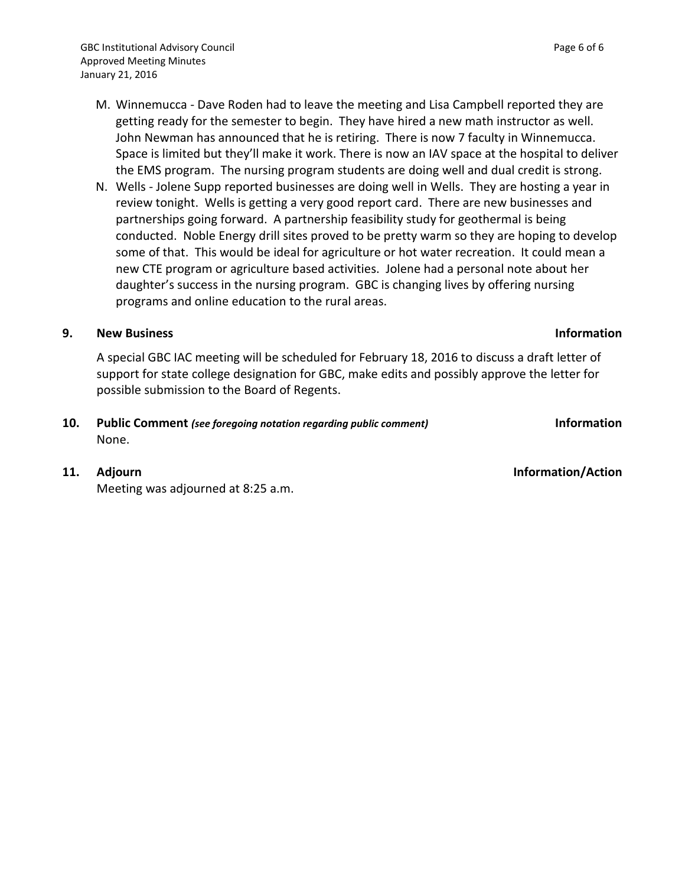M. Winnemucca - Dave Roden had to leave the meeting and Lisa Campbell reported they are getting ready for the semester to begin. They have hired a new math instructor as well. John Newman has announced that he is retiring. There is now 7 faculty in Winnemucca. Space is limited but they'll make it work. There is now an IAV space at the hospital to deliver the EMS program. The nursing program students are doing well and dual credit is strong.

N. Wells - Jolene Supp reported businesses are doing well in Wells. They are hosting a year in review tonight. Wells is getting a very good report card. There are new businesses and partnerships going forward. A partnership feasibility study for geothermal is being conducted. Noble Energy drill sites proved to be pretty warm so they are hoping to develop some of that. This would be ideal for agriculture or hot water recreation. It could mean a new CTE program or agriculture based activities. Jolene had a personal note about her daughter's success in the nursing program. GBC is changing lives by offering nursing programs and online education to the rural areas.

**9. New Business** **Information**

A special GBC IAC meeting will be scheduled for February 18, 2016 to discuss a draft letter of support for state college designation for GBC, make edits and possibly approve the letter for possible submission to the Board of Regents.

**10. Public Comment** ***(see foregoing notation regarding public comment)*** **Information**

None.

**11. Adjourn** **Information/Action**

Meeting was adjourned at 8:25 a.m.